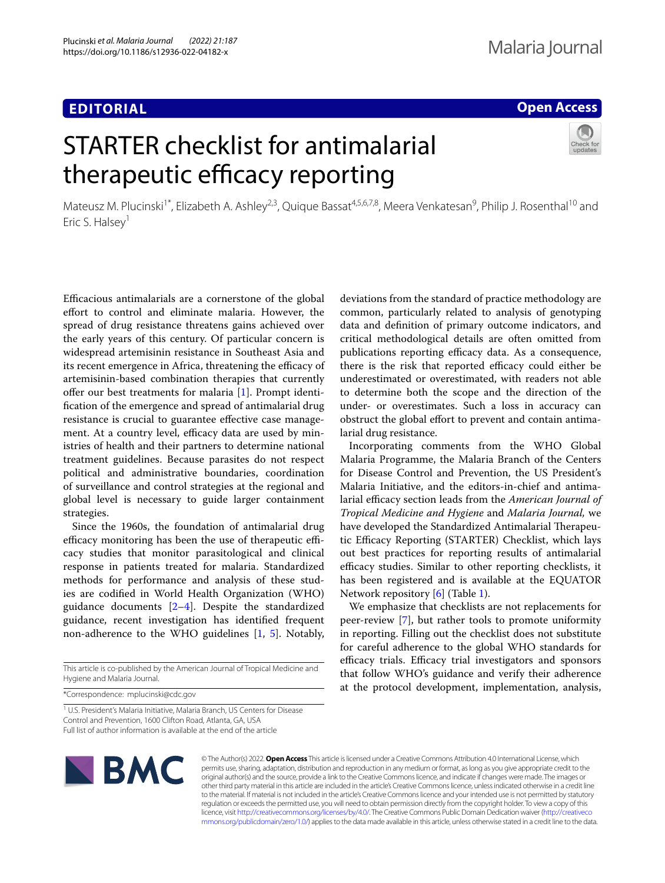**EDITORIAL** **Open Access**

# STARTER checklist for antimalarial therapeutic efficacy reporting

Mateusz M. Plucinski[1*], Elizabeth A. Ashley[2,3], Quique Bassat[4,5,6,7,8], Meera Venkatesan[9], Philip J. Rosenthal[10] and Eric S. Halsey[1]

Efficacious antimalarials are a cornerstone of the global effort to control and eliminate malaria. However, the spread of drug resistance threatens gains achieved over the early years of this century. Of particular concern is widespread artemisinin resistance in Southeast Asia and its recent emergence in Africa, threatening the efficacy of artemisinin-based combination therapies that currently offer our best treatments for malaria [1]. Prompt identification of the emergence and spread of antimalarial drug resistance is crucial to guarantee effective case management. At a country level, efficacy data are used by ministries of health and their partners to determine national treatment guidelines. Because parasites do not respect political and administrative boundaries, coordination of surveillance and control strategies at the regional and global level is necessary to guide larger containment strategies.

Since the 1960s, the foundation of antimalarial drug efficacy monitoring has been the use of therapeutic efficacy studies that monitor parasitological and clinical response in patients treated for malaria. Standardized methods for performance and analysis of these studies are codified in World Health Organization (WHO) guidance documents [2–4]. Despite the standardized guidance, recent investigation has identified frequent non-adherence to the WHO guidelines [1, 5]. Notably, deviations from the standard of practice methodology are common, particularly related to analysis of genotyping data and definition of primary outcome indicators, and critical methodological details are often omitted from publications reporting efficacy data. As a consequence, there is the risk that reported efficacy could either be underestimated or overestimated, with readers not able to determine both the scope and the direction of the under- or overestimates. Such a loss in accuracy can obstruct the global effort to prevent and contain antimalarial drug resistance.

Incorporating comments from the WHO Global Malaria Programme, the Malaria Branch of the Centers for Disease Control and Prevention, the US President's Malaria Initiative, and the editors-in-chief and antimalarial efficacy section leads from the *American Journal of Tropical Medicine and Hygiene* and *Malaria Journal*, we have developed the Standardized Antimalarial Therapeutic Efficacy Reporting (STARTER) Checklist, which lays out best practices for reporting results of antimalarial efficacy studies. Similar to other reporting checklists, it has been registered and is available at the EQUATOR Network repository [6] (Table 1).

We emphasize that checklists are not replacements for peer-review [7], but rather tools to promote uniformity in reporting. Filling out the checklist does not substitute for careful adherence to the global WHO standards for efficacy trials. Efficacy trial investigators and sponsors that follow WHO's guidance and verify their adherence at the protocol development, implementation, analysis,

This article is co-published by the American Journal of Tropical Medicine and Hygiene and Malaria Journal.

*Correspondence: mplucinski@cdc.gov

[1] U.S. President's Malaria Initiative, Malaria Branch, US Centers for Disease Control and Prevention, 1600 Clifton Road, Atlanta, GA, USA
Full list of author information is available at the end of the article

© The Author(s) 2022. **Open Access** This article is licensed under a Creative Commons Attribution 4.0 International License, which permits use, sharing, adaptation, distribution and reproduction in any medium or format, as long as you give appropriate credit to the original author(s) and the source, provide a link to the Creative Commons licence, and indicate if changes were made. The images or other third party material in this article are included in the article's Creative Commons licence, unless indicated otherwise in a credit line to the material. If material is not included in the article's Creative Commons licence and your intended use is not permitted by statutory regulation or exceeds the permitted use, you will need to obtain permission directly from the copyright holder. To view a copy of this licence, visit http://creativecommons.org/licenses/by/4.0/. The Creative Commons Public Domain Dedication waiver (http://creativecommons.org/publicdomain/zero/1.0/) applies to the data made available in this article, unless otherwise stated in a credit line to the data.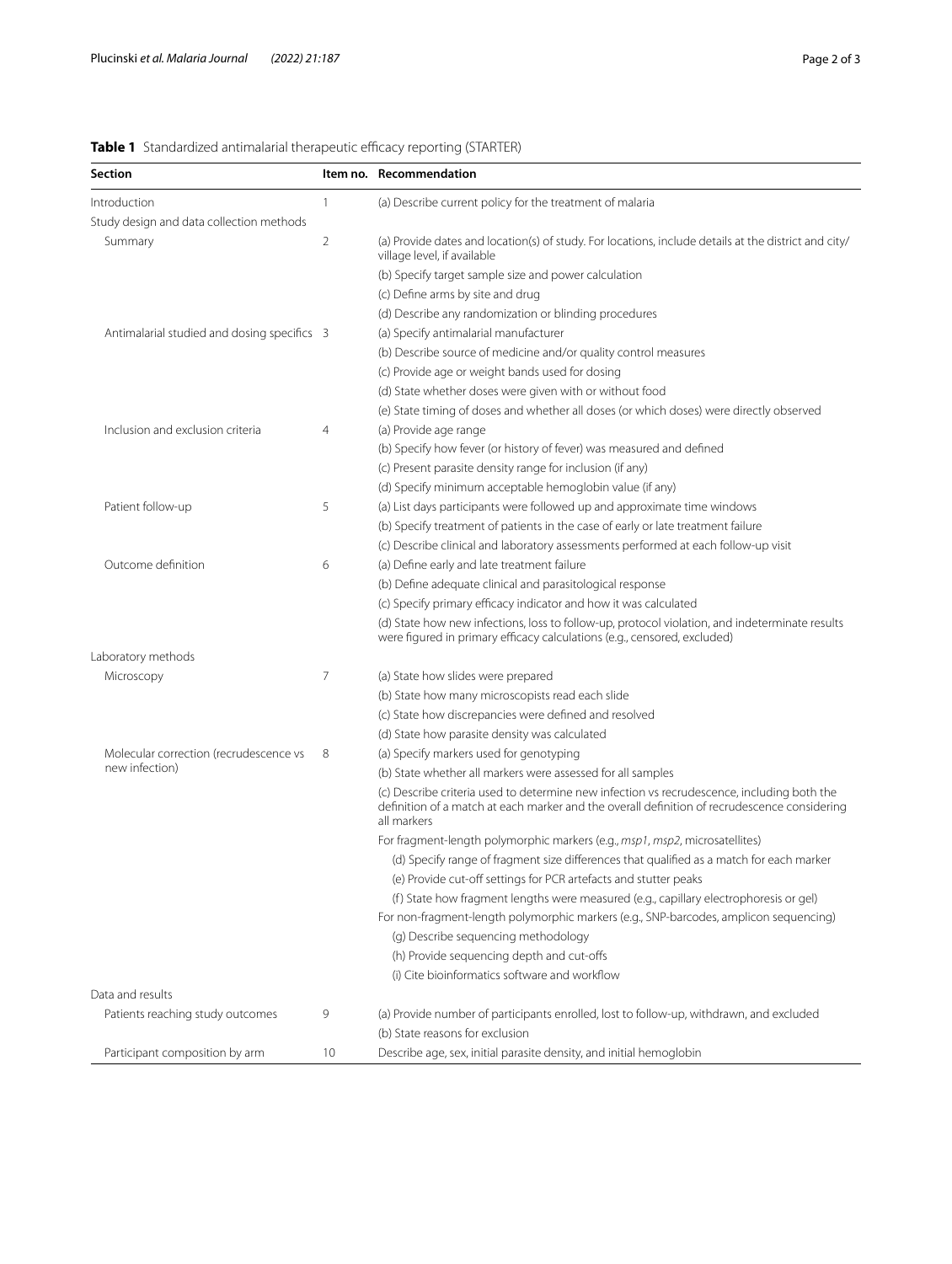**Table 1** Standardized antimalarial therapeutic efficacy reporting (STARTER)

| Section | Item no. | Recommendation |
|---|---|---|
| Introduction | 1 | (a) Describe current policy for the treatment of malaria |
| Study design and data collection methods | | |
| Summary | 2 | (a) Provide dates and location(s) of study. For locations, include details at the district and city/village level, if available |
| | | (b) Specify target sample size and power calculation |
| | | (c) Define arms by site and drug |
| | | (d) Describe any randomization or blinding procedures |
| Antimalarial studied and dosing specifics | 3 | (a) Specify antimalarial manufacturer |
| | | (b) Describe source of medicine and/or quality control measures |
| | | (c) Provide age or weight bands used for dosing |
| | | (d) State whether doses were given with or without food |
| | | (e) State timing of doses and whether all doses (or which doses) were directly observed |
| Inclusion and exclusion criteria | 4 | (a) Provide age range |
| | | (b) Specify how fever (or history of fever) was measured and defined |
| | | (c) Present parasite density range for inclusion (if any) |
| | | (d) Specify minimum acceptable hemoglobin value (if any) |
| Patient follow-up | 5 | (a) List days participants were followed up and approximate time windows |
| | | (b) Specify treatment of patients in the case of early or late treatment failure |
| | | (c) Describe clinical and laboratory assessments performed at each follow-up visit |
| Outcome definition | 6 | (a) Define early and late treatment failure |
| | | (b) Define adequate clinical and parasitological response |
| | | (c) Specify primary efficacy indicator and how it was calculated |
| | | (d) State how new infections, loss to follow-up, protocol violation, and indeterminate results were figured in primary efficacy calculations (e.g., censored, excluded) |
| Laboratory methods | | |
| Microscopy | 7 | (a) State how slides were prepared |
| | | (b) State how many microscopists read each slide |
| | | (c) State how discrepancies were defined and resolved |
| | | (d) State how parasite density was calculated |
| Molecular correction (recrudescence vs new infection) | 8 | (a) Specify markers used for genotyping |
| | | (b) State whether all markers were assessed for all samples |
| | | (c) Describe criteria used to determine new infection vs recrudescence, including both the definition of a match at each marker and the overall definition of recrudescence considering all markers |
| | | For fragment-length polymorphic markers (e.g., *msp1*, *msp2*, microsatellites) |
| | | (d) Specify range of fragment size differences that qualified as a match for each marker |
| | | (e) Provide cut-off settings for PCR artefacts and stutter peaks |
| | | (f) State how fragment lengths were measured (e.g., capillary electrophoresis or gel) |
| | | For non-fragment-length polymorphic markers (e.g., SNP-barcodes, amplicon sequencing) |
| | | (g) Describe sequencing methodology |
| | | (h) Provide sequencing depth and cut-offs |
| | | (i) Cite bioinformatics software and workflow |
| Data and results | | |
| Patients reaching study outcomes | 9 | (a) Provide number of participants enrolled, lost to follow-up, withdrawn, and excluded |
| | | (b) State reasons for exclusion |
| Participant composition by arm | 10 | Describe age, sex, initial parasite density, and initial hemoglobin |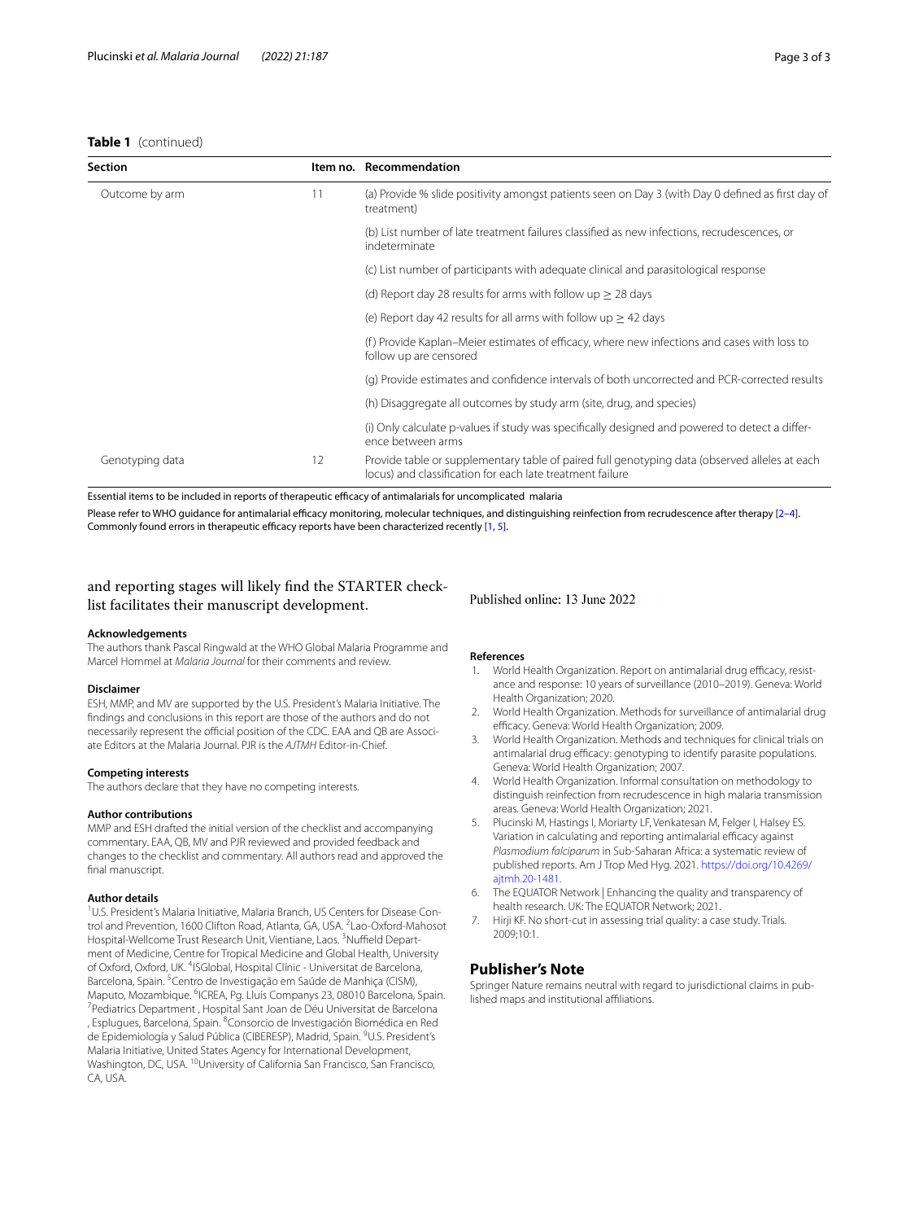**Table 1** (continued)

| Section | Item no. | Recommendation |
|---|---|---|
| Outcome by arm | 11 | (a) Provide % slide positivity amongst patients seen on Day 3 (with Day 0 defined as first day of treatment) |
| | | (b) List number of late treatment failures classified as new infections, recrudescences, or indeterminate |
| | | (c) List number of participants with adequate clinical and parasitological response |
| | | (d) Report day 28 results for arms with follow up ≥ 28 days |
| | | (e) Report day 42 results for all arms with follow up ≥ 42 days |
| | | (f) Provide Kaplan–Meier estimates of efficacy, where new infections and cases with loss to follow up are censored |
| | | (g) Provide estimates and confidence intervals of both uncorrected and PCR-corrected results |
| | | (h) Disaggregate all outcomes by study arm (site, drug, and species) |
| | | (i) Only calculate p-values if study was specifically designed and powered to detect a difference between arms |
| Genotyping data | 12 | Provide table or supplementary table of paired full genotyping data (observed alleles at each locus) and classification for each late treatment failure |

Essential items to be included in reports of therapeutic efficacy of antimalarials for uncomplicated malaria

Please refer to WHO guidance for antimalarial efficacy monitoring, molecular techniques, and distinguishing reinfection from recrudescence after therapy [2–4]. Commonly found errors in therapeutic efficacy reports have been characterized recently [1, 5].

and reporting stages will likely find the STARTER checklist facilitates their manuscript development.

### Acknowledgements
The authors thank Pascal Ringwald at the WHO Global Malaria Programme and Marcel Hommel at *Malaria Journal* for their comments and review.

### Disclaimer
ESH, MMP, and MV are supported by the U.S. President's Malaria Initiative. The findings and conclusions in this report are those of the authors and do not necessarily represent the official position of the CDC. EAA and QB are Associate Editors at the Malaria Journal. PJR is the *AJTMH* Editor-in-Chief.

### Competing interests
The authors declare that they have no competing interests.

### Author contributions
MMP and ESH drafted the initial version of the checklist and accompanying commentary. EAA, QB, MV and PJR reviewed and provided feedback and changes to the checklist and commentary. All authors read and approved the final manuscript.

### Author details
[1]U.S. President's Malaria Initiative, Malaria Branch, US Centers for Disease Control and Prevention, 1600 Clifton Road, Atlanta, GA, USA. [2]Lao-Oxford-Mahosot Hospital-Wellcome Trust Research Unit, Vientiane, Laos. [3]Nuffield Department of Medicine, Centre for Tropical Medicine and Global Health, University of Oxford, Oxford, UK. [4]ISGlobal, Hospital Clínic - Universitat de Barcelona, Barcelona, Spain. [5]Centro de Investigação em Saúde de Manhiça (CISM), Maputo, Mozambique. [6]ICREA, Pg. Lluís Companys 23, 08010 Barcelona, Spain. [7]Pediatrics Department , Hospital Sant Joan de Déu Universitat de Barcelona , Esplugues, Barcelona, Spain. [8]Consorcio de Investigación Biomédica en Red de Epidemiología y Salud Pública (CIBERESP), Madrid, Spain. [9]U.S. President's Malaria Initiative, United States Agency for International Development, Washington, DC, USA. [10]University of California San Francisco, San Francisco, CA, USA.

Published online: 13 June 2022

### References
1. World Health Organization. Report on antimalarial drug efficacy, resistance and response: 10 years of surveillance (2010–2019). Geneva: World Health Organization; 2020.
2. World Health Organization. Methods for surveillance of antimalarial drug efficacy. Geneva: World Health Organization; 2009.
3. World Health Organization. Methods and techniques for clinical trials on antimalarial drug efficacy: genotyping to identify parasite populations. Geneva: World Health Organization; 2007.
4. World Health Organization. Informal consultation on methodology to distinguish reinfection from recrudescence in high malaria transmission areas. Geneva: World Health Organization; 2021.
5. Plucinski M, Hastings I, Moriarty LF, Venkatesan M, Felger I, Halsey ES. Variation in calculating and reporting antimalarial efficacy against *Plasmodium falciparum* in Sub-Saharan Africa: a systematic review of published reports. Am J Trop Med Hyg. 2021. https://doi.org/10.4269/ajtmh.20-1481.
6. The EQUATOR Network | Enhancing the quality and transparency of health research. UK: The EQUATOR Network; 2021.
7. Hirji KF. No short-cut in assessing trial quality: a case study. Trials. 2009;10:1.

## Publisher's Note
Springer Nature remains neutral with regard to jurisdictional claims in published maps and institutional affiliations.